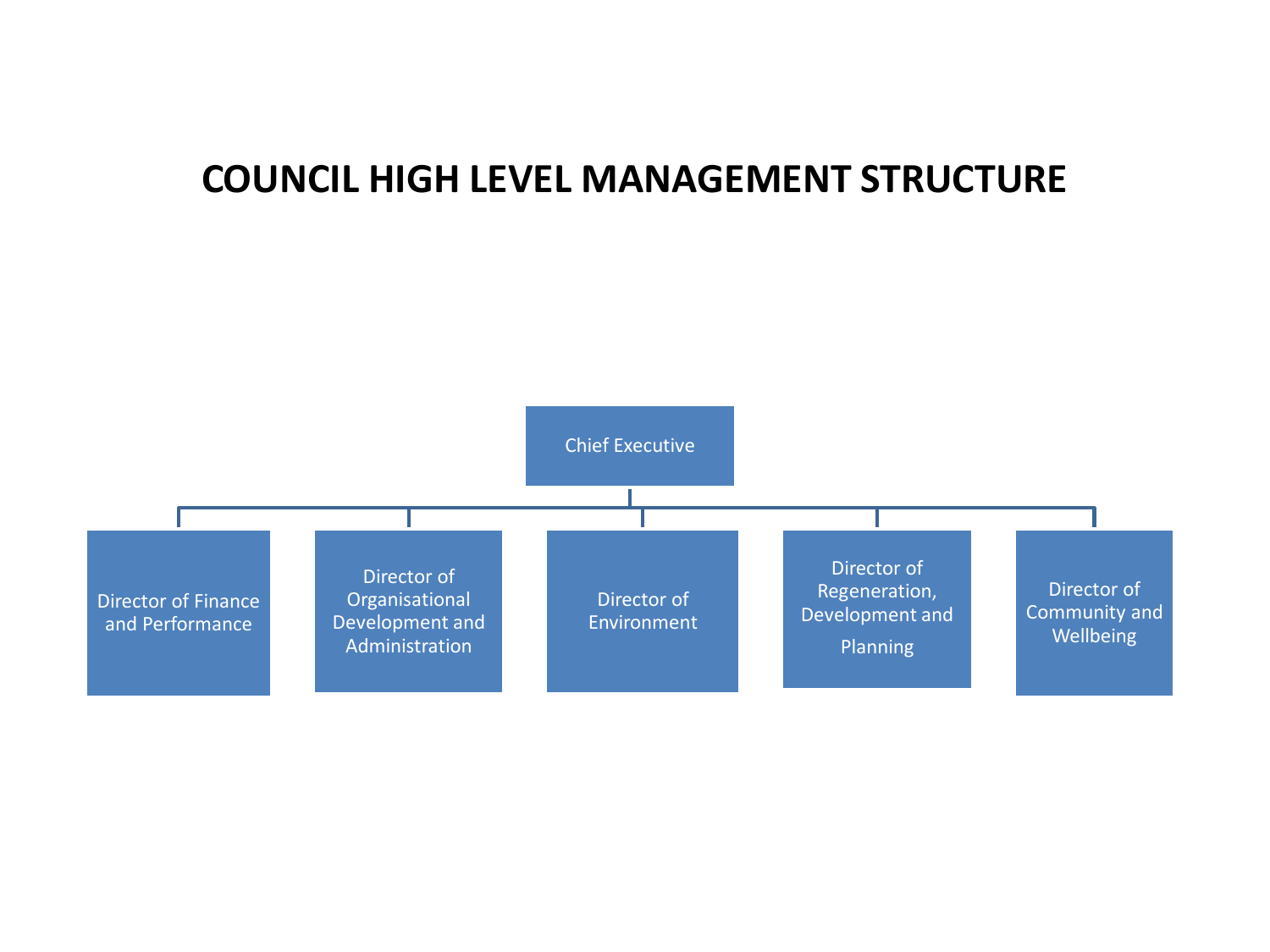# COUNCIL HIGH LEVEL MANAGEMENT STRUCTURE

- Chief Executive
  - Director of Finance and Performance
  - Director of Organisational Development and Administration
  - Director of Environment
  - Director of Regeneration, Development and Planning
  - Director of Community and Wellbeing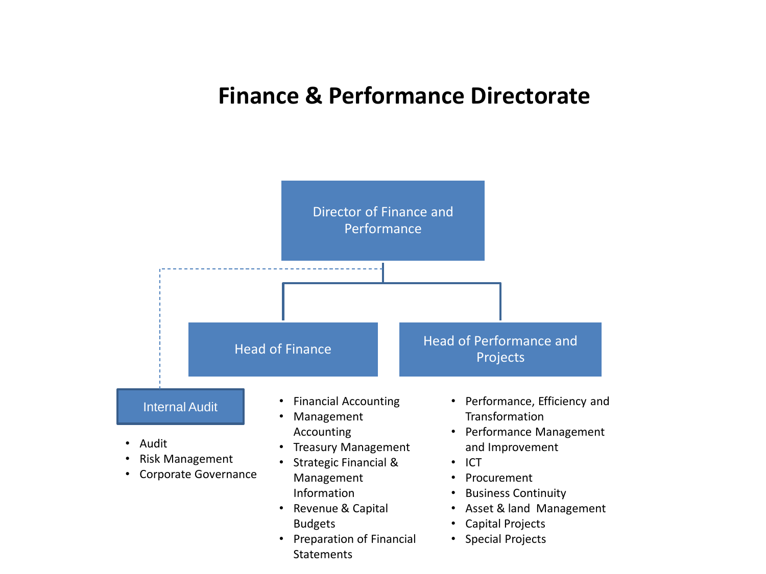# Finance & Performance Directorate

**Director of Finance and Performance**

- **Head of Finance**
  - Financial Accounting
  - Management Accounting
  - Treasury Management
  - Strategic Financial & Management Information
  - Revenue & Capital Budgets
  - Preparation of Financial Statements

- **Head of Performance and Projects**
  - Performance, Efficiency and Transformation
  - Performance Management and Improvement
  - ICT
  - Procurement
  - Business Continuity
  - Asset & land Management
  - Capital Projects
  - Special Projects

- **Internal Audit**
  - Audit
  - Risk Management
  - Corporate Governance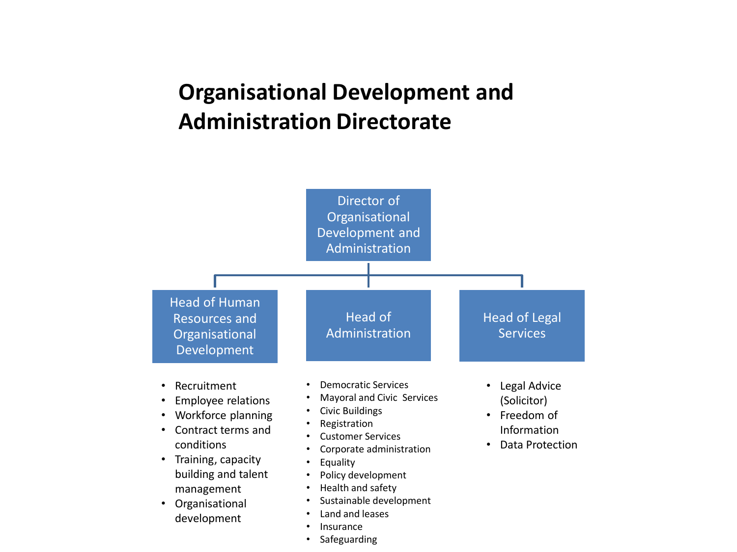# Organisational Development and Administration Directorate

**Director of Organisational Development and Administration**

## Head of Human Resources and Organisational Development

- Recruitment
- Employee relations
- Workforce planning
- Contract terms and conditions
- Training, capacity building and talent management
- Organisational development

## Head of Administration

- Democratic Services
- Mayoral and Civic Services
- Civic Buildings
- Registration
- Customer Services
- Corporate administration
- Equality
- Policy development
- Health and safety
- Sustainable development
- Land and leases
- Insurance
- Safeguarding

## Head of Legal Services

- Legal Advice (Solicitor)
- Freedom of Information
- Data Protection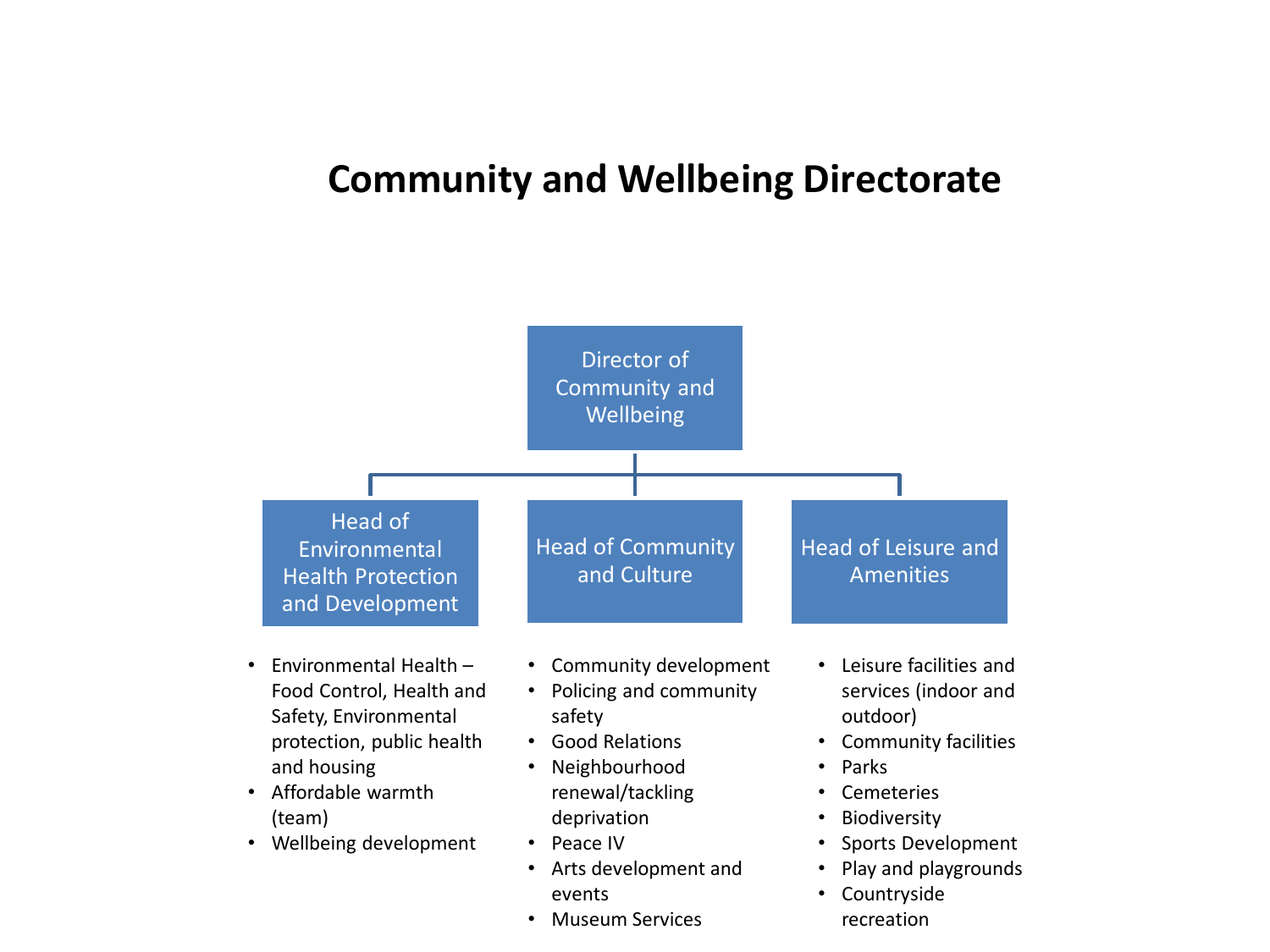# Community and Wellbeing Directorate

**Director of Community and Wellbeing**

- **Head of Environmental Health Protection and Development**
  - Environmental Health – Food Control, Health and Safety, Environmental protection, public health and housing
  - Affordable warmth (team)
  - Wellbeing development

- **Head of Community and Culture**
  - Community development
  - Policing and community safety
  - Good Relations
  - Neighbourhood renewal/tackling deprivation
  - Peace IV
  - Arts development and events
  - Museum Services

- **Head of Leisure and Amenities**
  - Leisure facilities and services (indoor and outdoor)
  - Community facilities
  - Parks
  - Cemeteries
  - Biodiversity
  - Sports Development
  - Play and playgrounds
  - Countryside recreation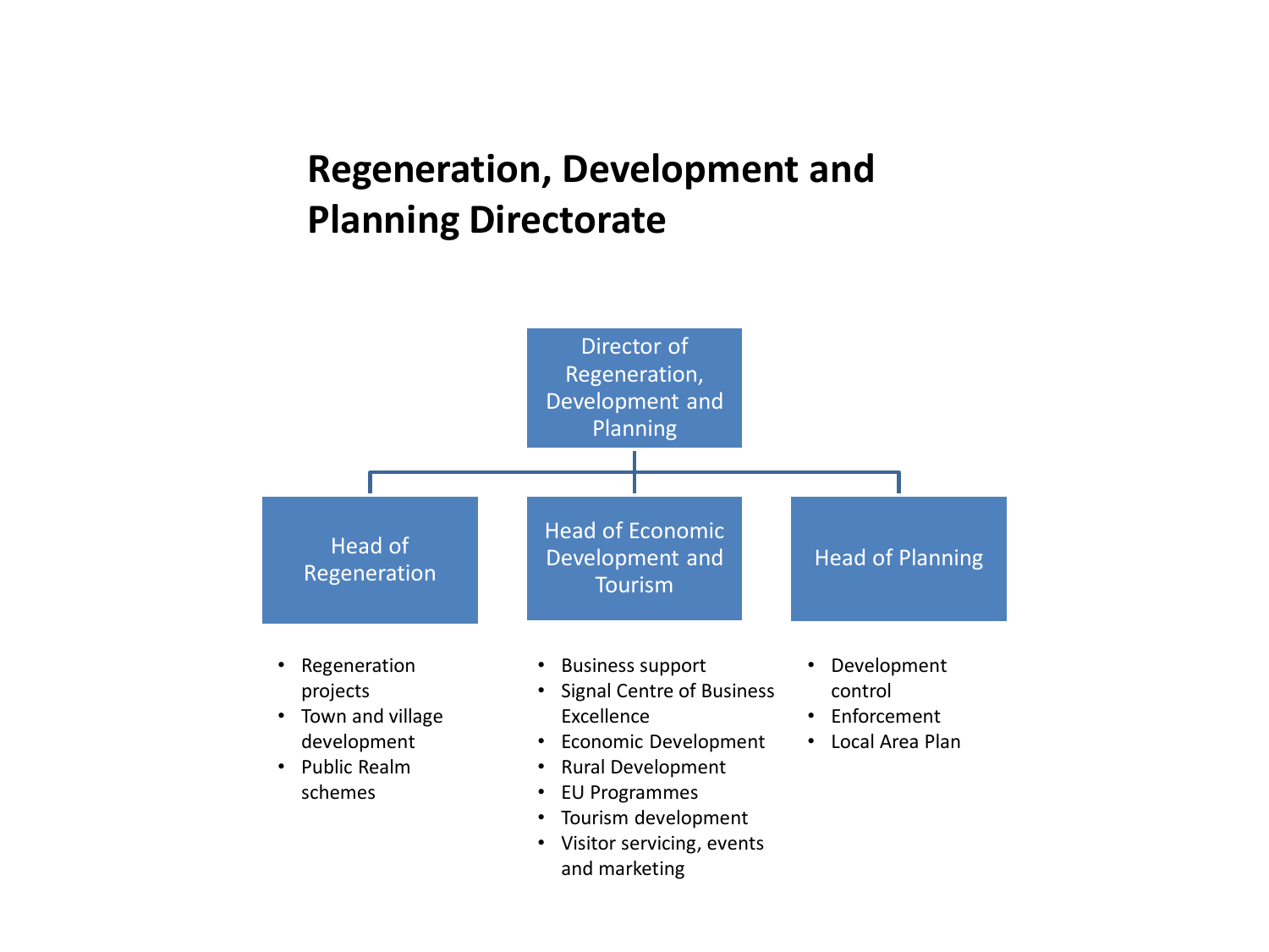# Regeneration, Development and Planning Directorate

**Director of Regeneration, Development and Planning**

**Head of Regeneration**

- Regeneration projects
- Town and village development
- Public Realm schemes

**Head of Economic Development and Tourism**

- Business support
- Signal Centre of Business Excellence
- Economic Development
- Rural Development
- EU Programmes
- Tourism development
- Visitor servicing, events and marketing

**Head of Planning**

- Development control
- Enforcement
- Local Area Plan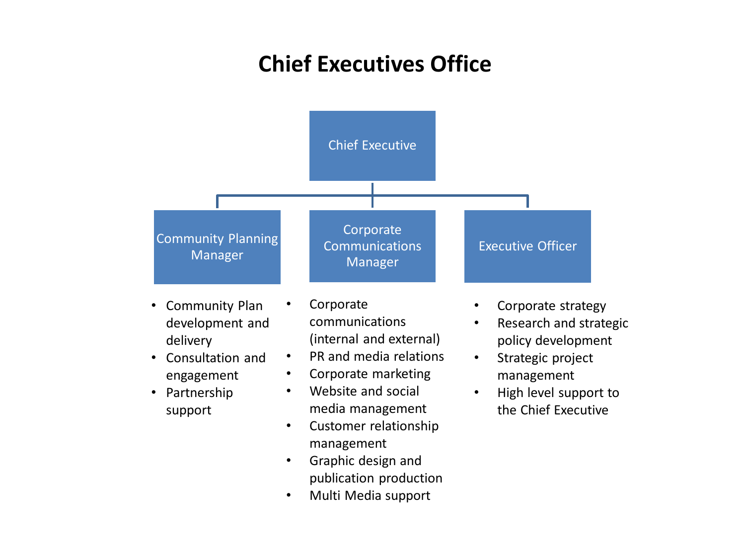# Chief Executives Office

Chief Executive

Community Planning Manager

- Community Plan development and delivery
- Consultation and engagement
- Partnership support

Corporate Communications Manager

- Corporate communications (internal and external)
- PR and media relations
- Corporate marketing
- Website and social media management
- Customer relationship management
- Graphic design and publication production
- Multi Media support

Executive Officer

- Corporate strategy
- Research and strategic policy development
- Strategic project management
- High level support to the Chief Executive